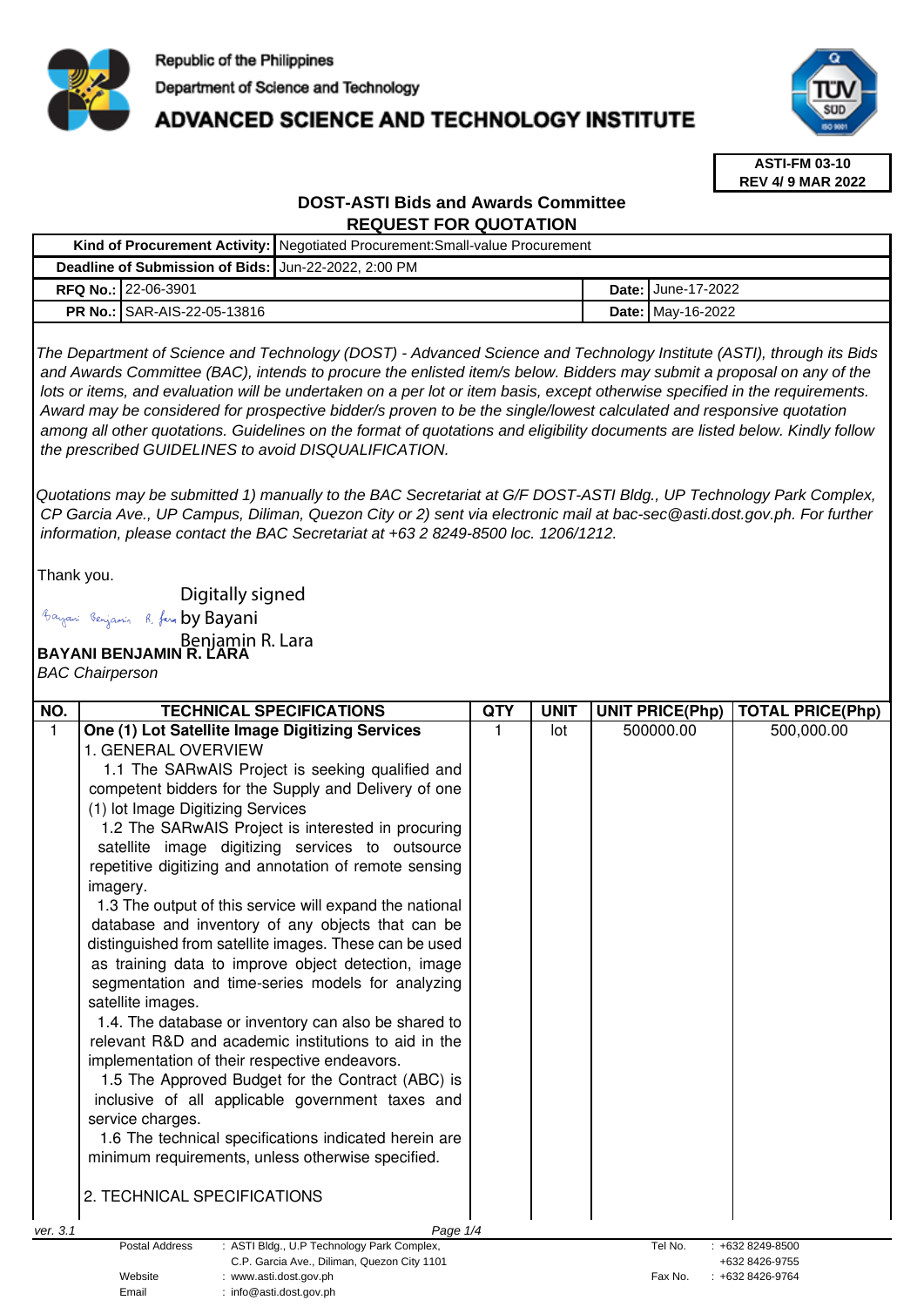Republic of the Philippines
Department of Science and Technology
# ADVANCED SCIENCE AND TECHNOLOGY INSTITUTE

**ASTI-FM 03-10**
**REV 4/ 9 MAR 2022**

## DOST-ASTI Bids and Awards Committee
## REQUEST FOR QUOTATION

| | | | |
|---|---|---|---|
| **Kind of Procurement Activity:** | Negotiated Procurement:Small-value Procurement | | |
| **Deadline of Submission of Bids:** | Jun-22-2022, 2:00 PM | | |
| **RFQ No.:** | 22-06-3901 | **Date:** | June-17-2022 |
| **PR No.:** | SAR-AIS-22-05-13816 | **Date:** | May-16-2022 |

*The Department of Science and Technology (DOST) - Advanced Science and Technology Institute (ASTI), through its Bids and Awards Committee (BAC), intends to procure the enlisted item/s below. Bidders may submit a proposal on any of the lots or items, and evaluation will be undertaken on a per lot or item basis, except otherwise specified in the requirements. Award may be considered for prospective bidder/s proven to be the single/lowest calculated and responsive quotation among all other quotations. Guidelines on the format of quotations and eligibility documents are listed below. Kindly follow the prescribed GUIDELINES to avoid DISQUALIFICATION.*

*Quotations may be submitted 1) manually to the BAC Secretariat at G/F DOST-ASTI Bldg., UP Technology Park Complex, CP Garcia Ave., UP Campus, Diliman, Quezon City or 2) sent via electronic mail at bac-sec@asti.dost.gov.ph. For further information, please contact the BAC Secretariat at +63 2 8249-8500 loc. 1206/1212.*

Thank you.

Digitally signed by Bayani Benjamin R. Lara

**BAYANI BENJAMIN R. LARA**
*BAC Chairperson*

| NO. | TECHNICAL SPECIFICATIONS | QTY | UNIT | UNIT PRICE(Php) | TOTAL PRICE(Php) |
|---|---|---|---|---|---|
| 1 | **One (1) Lot Satellite Image Digitizing Services**<br>1. GENERAL OVERVIEW<br>1.1 The SARwAIS Project is seeking qualified and competent bidders for the Supply and Delivery of one (1) lot Image Digitizing Services<br>1.2 The SARwAIS Project is interested in procuring satellite image digitizing services to outsource repetitive digitizing and annotation of remote sensing imagery.<br>1.3 The output of this service will expand the national database and inventory of any objects that can be distinguished from satellite images. These can be used as training data to improve object detection, image segmentation and time-series models for analyzing satellite images.<br>1.4. The database or inventory can also be shared to relevant R&D and academic institutions to aid in the implementation of their respective endeavors.<br>1.5 The Approved Budget for the Contract (ABC) is inclusive of all applicable government taxes and service charges.<br>1.6 The technical specifications indicated herein are minimum requirements, unless otherwise specified.<br><br>2. TECHNICAL SPECIFICATIONS | 1 | lot | 500000.00 | 500,000.00 |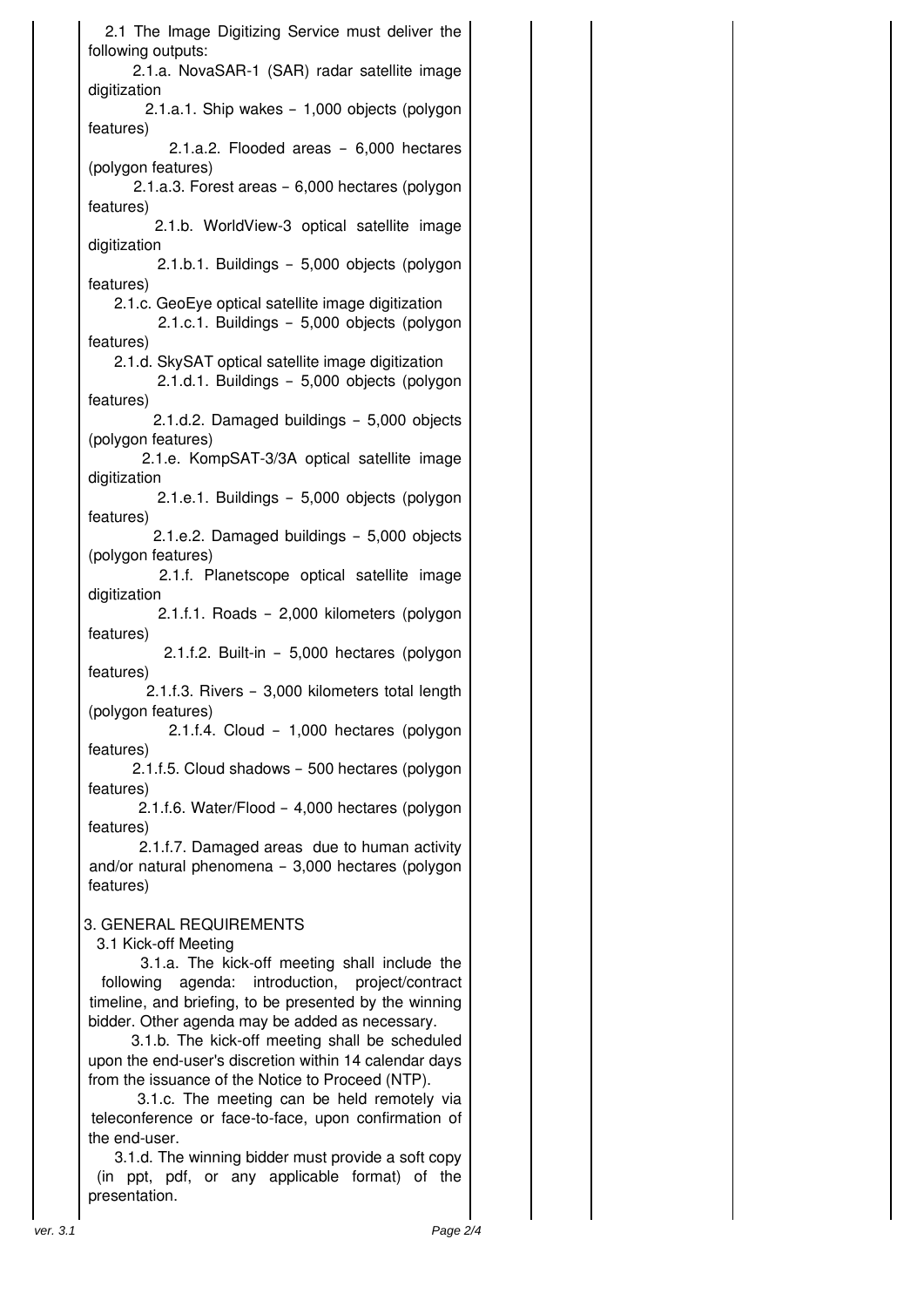2.1 The Image Digitizing Service must deliver the following outputs:

- 2.1.a. NovaSAR-1 (SAR) radar satellite image digitization
  - 2.1.a.1. Ship wakes – 1,000 objects (polygon features)
  - 2.1.a.2. Flooded areas – 6,000 hectares (polygon features)
  - 2.1.a.3. Forest areas – 6,000 hectares (polygon features)
- 2.1.b. WorldView-3 optical satellite image digitization
  - 2.1.b.1. Buildings – 5,000 objects (polygon features)
- 2.1.c. GeoEye optical satellite image digitization
  - 2.1.c.1. Buildings – 5,000 objects (polygon features)
- 2.1.d. SkySAT optical satellite image digitization
  - 2.1.d.1. Buildings – 5,000 objects (polygon features)
  - 2.1.d.2. Damaged buildings – 5,000 objects (polygon features)
- 2.1.e. KompSAT-3/3A optical satellite image digitization
  - 2.1.e.1. Buildings – 5,000 objects (polygon features)
  - 2.1.e.2. Damaged buildings – 5,000 objects (polygon features)
- 2.1.f. Planetscope optical satellite image digitization
  - 2.1.f.1. Roads – 2,000 kilometers (polygon features)
  - 2.1.f.2. Built-in – 5,000 hectares (polygon features)
  - 2.1.f.3. Rivers – 3,000 kilometers total length (polygon features)
  - 2.1.f.4. Cloud – 1,000 hectares (polygon features)
  - 2.1.f.5. Cloud shadows – 500 hectares (polygon features)
  - 2.1.f.6. Water/Flood – 4,000 hectares (polygon features)
  - 2.1.f.7. Damaged areas due to human activity and/or natural phenomena – 3,000 hectares (polygon features)

## 3. GENERAL REQUIREMENTS

### 3.1 Kick-off Meeting

3.1.a. The kick-off meeting shall include the following agenda: introduction, project/contract timeline, and briefing, to be presented by the winning bidder. Other agenda may be added as necessary.

3.1.b. The kick-off meeting shall be scheduled upon the end-user's discretion within 14 calendar days from the issuance of the Notice to Proceed (NTP).

3.1.c. The meeting can be held remotely via teleconference or face-to-face, upon confirmation of the end-user.

3.1.d. The winning bidder must provide a soft copy (in ppt, pdf, or any applicable format) of the presentation.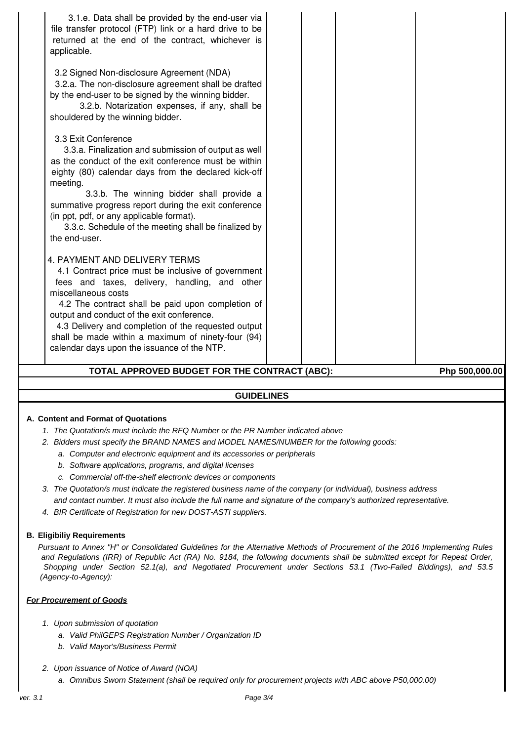| | | | |
|---|---|---|---|
| 3.1.e. Data shall be provided by the end-user via file transfer protocol (FTP) link or a hard drive to be returned at the end of the contract, whichever is applicable.<br><br>3.2 Signed Non-disclosure Agreement (NDA)<br>3.2.a. The non-disclosure agreement shall be drafted by the end-user to be signed by the winning bidder.<br>3.2.b. Notarization expenses, if any, shall be shouldered by the winning bidder.<br><br>3.3 Exit Conference<br>3.3.a. Finalization and submission of output as well as the conduct of the exit conference must be within eighty (80) calendar days from the declared kick-off meeting.<br>3.3.b. The winning bidder shall provide a summative progress report during the exit conference (in ppt, pdf, or any applicable format).<br>3.3.c. Schedule of the meeting shall be finalized by the end-user.<br><br>4. PAYMENT AND DELIVERY TERMS<br>4.1 Contract price must be inclusive of government fees and taxes, delivery, handling, and other miscellaneous costs<br>4.2 The contract shall be paid upon completion of output and conduct of the exit conference.<br>4.3 Delivery and completion of the requested output shall be made within a maximum of ninety-four (94) calendar days upon the issuance of the NTP. | | | |
| **TOTAL APPROVED BUDGET FOR THE CONTRACT (ABC):** | | | **Php 500,000.00** |

## GUIDELINES

**A. Content and Format of Quotations**

1. *The Quotation/s must include the RFQ Number or the PR Number indicated above*
2. *Bidders must specify the BRAND NAMES and MODEL NAMES/NUMBER for the following goods:*
   a. *Computer and electronic equipment and its accessories or peripherals*
   b. *Software applications, programs, and digital licenses*
   c. *Commercial off-the-shelf electronic devices or components*
3. *The Quotation/s must indicate the registered business name of the company (or individual), business address and contact number. It must also include the full name and signature of the company's authorized representative.*
4. *BIR Certificate of Registration for new DOST-ASTI suppliers.*

**B. Eligibiliy Requirements**

*Pursuant to Annex "H" or Consolidated Guidelines for the Alternative Methods of Procurement of the 2016 Implementing Rules and Regulations (IRR) of Republic Act (RA) No. 9184, the following documents shall be submitted except for Repeat Order, Shopping under Section 52.1(a), and Negotiated Procurement under Sections 53.1 (Two-Failed Biddings), and 53.5 (Agency-to-Agency):*

***For Procurement of Goods***

1. *Upon submission of quotation*
   a. *Valid PhilGEPS Registration Number / Organization ID*
   b. *Valid Mayor's/Business Permit*
2. *Upon issuance of Notice of Award (NOA)*
   a. *Omnibus Sworn Statement (shall be required only for procurement projects with ABC above P50,000.00)*

ver. 3.1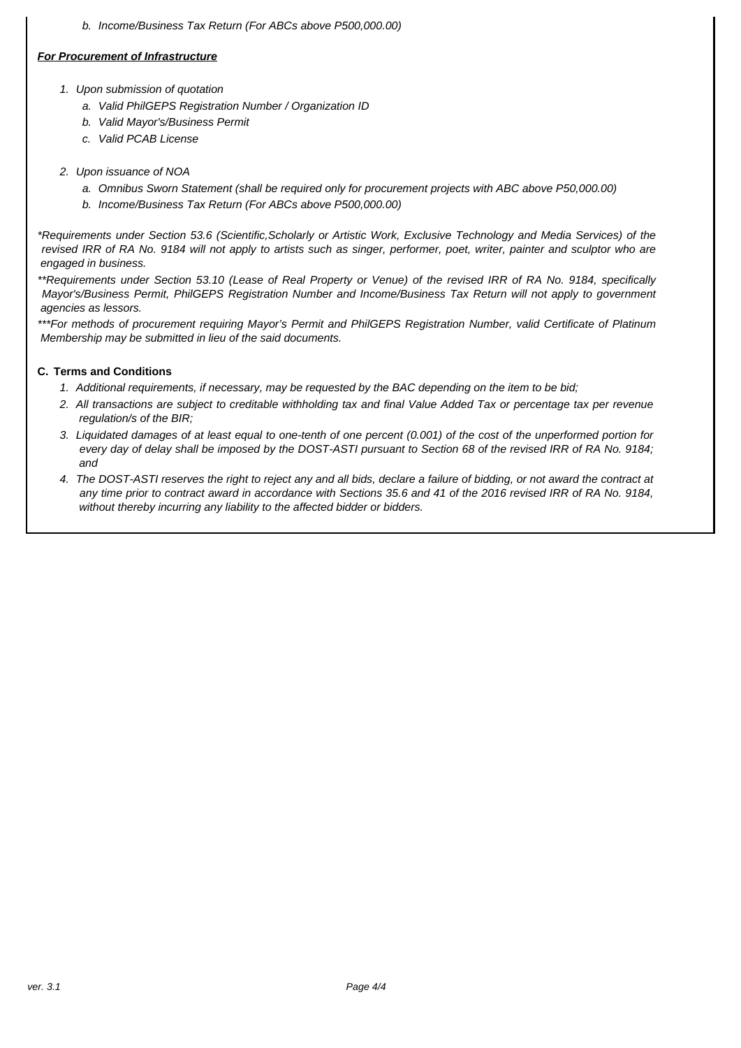*b. Income/Business Tax Return (For ABCs above P500,000.00)*

***For Procurement of Infrastructure***

1. *Upon submission of quotation*
   a. *Valid PhilGEPS Registration Number / Organization ID*
   b. *Valid Mayor's/Business Permit*
   c. *Valid PCAB License*

2. *Upon issuance of NOA*
   a. *Omnibus Sworn Statement (shall be required only for procurement projects with ABC above P50,000.00)*
   b. *Income/Business Tax Return (For ABCs above P500,000.00)*

**Requirements under Section 53.6 (Scientific,Scholarly or Artistic Work, Exclusive Technology and Media Services) of the revised IRR of RA No. 9184 will not apply to artists such as singer, performer, poet, writer, painter and sculptor who are engaged in business.*

***Requirements under Section 53.10 (Lease of Real Property or Venue) of the revised IRR of RA No. 9184, specifically Mayor's/Business Permit, PhilGEPS Registration Number and Income/Business Tax Return will not apply to government agencies as lessors.*

****For methods of procurement requiring Mayor's Permit and PhilGEPS Registration Number, valid Certificate of Platinum Membership may be submitted in lieu of the said documents.*

**C. Terms and Conditions**

1. *Additional requirements, if necessary, may be requested by the BAC depending on the item to be bid;*
2. *All transactions are subject to creditable withholding tax and final Value Added Tax or percentage tax per revenue regulation/s of the BIR;*
3. *Liquidated damages of at least equal to one-tenth of one percent (0.001) of the cost of the unperformed portion for every day of delay shall be imposed by the DOST-ASTI pursuant to Section 68 of the revised IRR of RA No. 9184; and*
4. *The DOST-ASTI reserves the right to reject any and all bids, declare a failure of bidding, or not award the contract at any time prior to contract award in accordance with Sections 35.6 and 41 of the 2016 revised IRR of RA No. 9184, without thereby incurring any liability to the affected bidder or bidders.*